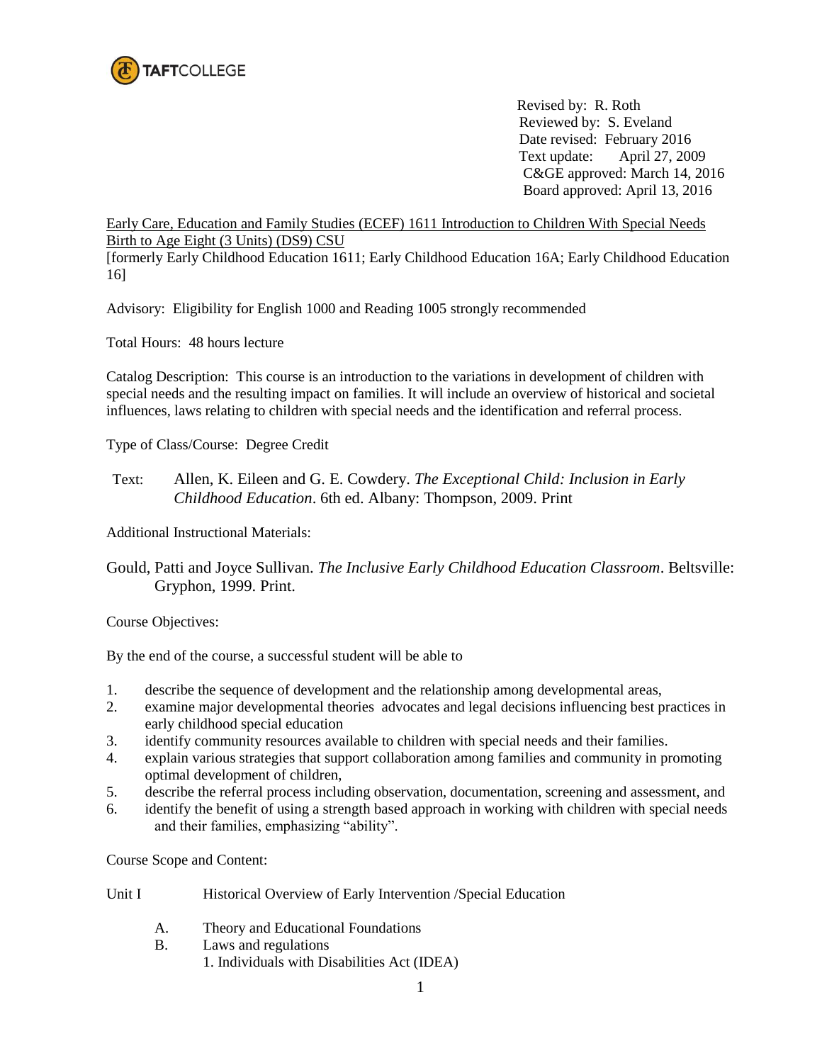TAFTCOLLEGE

Revised by: R. Roth
Reviewed by: S. Eveland
Date revised: February 2016
Text update: April 27, 2009
C&GE approved: March 14, 2016
Board approved: April 13, 2016

Early Care, Education and Family Studies (ECEF) 1611 Introduction to Children With Special Needs Birth to Age Eight (3 Units) (DS9) CSU
[formerly Early Childhood Education 1611; Early Childhood Education 16A; Early Childhood Education 16]

Advisory: Eligibility for English 1000 and Reading 1005 strongly recommended

Total Hours: 48 hours lecture

Catalog Description: This course is an introduction to the variations in development of children with special needs and the resulting impact on families. It will include an overview of historical and societal influences, laws relating to children with special needs and the identification and referral process.

Type of Class/Course: Degree Credit

Text: Allen, K. Eileen and G. E. Cowdery. *The Exceptional Child: Inclusion in Early Childhood Education*. 6th ed. Albany: Thompson, 2009. Print

Additional Instructional Materials:

Gould, Patti and Joyce Sullivan. *The Inclusive Early Childhood Education Classroom*. Beltsville: Gryphon, 1999. Print.

Course Objectives:

By the end of the course, a successful student will be able to

1. describe the sequence of development and the relationship among developmental areas,
2. examine major developmental theories advocates and legal decisions influencing best practices in early childhood special education
3. identify community resources available to children with special needs and their families.
4. explain various strategies that support collaboration among families and community in promoting optimal development of children,
5. describe the referral process including observation, documentation, screening and assessment, and
6. identify the benefit of using a strength based approach in working with children with special needs and their families, emphasizing "ability".

Course Scope and Content:

Unit I Historical Overview of Early Intervention /Special Education

- A. Theory and Educational Foundations
- B. Laws and regulations
  1. Individuals with Disabilities Act (IDEA)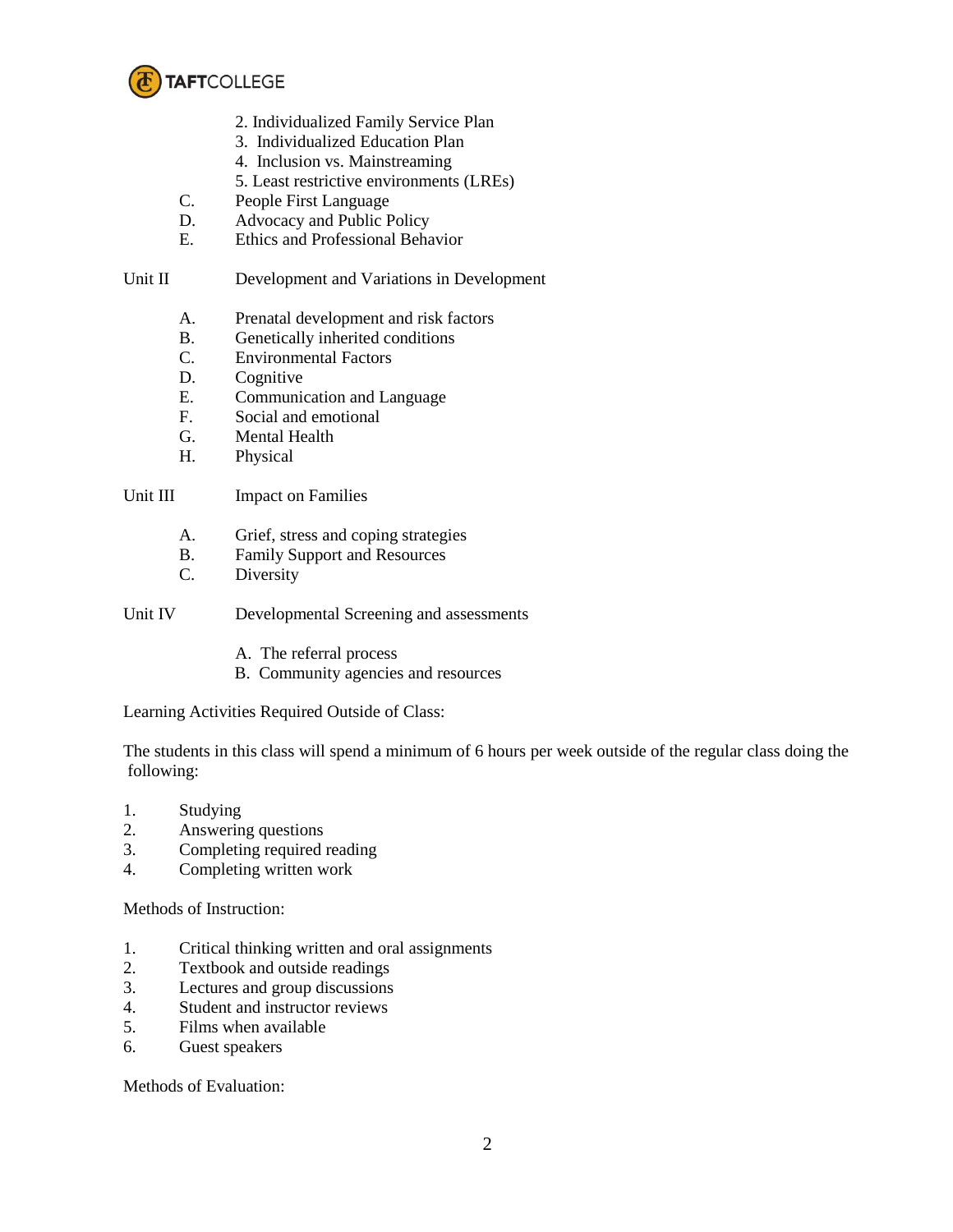2. Individualized Family Service Plan
3. Individualized Education Plan
4. Inclusion vs. Mainstreaming
5. Least restrictive environments (LREs)

C. People First Language
D. Advocacy and Public Policy
E. Ethics and Professional Behavior

Unit II Development and Variations in Development

A. Prenatal development and risk factors
B. Genetically inherited conditions
C. Environmental Factors
D. Cognitive
E. Communication and Language
F. Social and emotional
G. Mental Health
H. Physical

Unit III Impact on Families

A. Grief, stress and coping strategies
B. Family Support and Resources
C. Diversity

Unit IV Developmental Screening and assessments

A. The referral process
B. Community agencies and resources

Learning Activities Required Outside of Class:

The students in this class will spend a minimum of 6 hours per week outside of the regular class doing the following:

1. Studying
2. Answering questions
3. Completing required reading
4. Completing written work

Methods of Instruction:

1. Critical thinking written and oral assignments
2. Textbook and outside readings
3. Lectures and group discussions
4. Student and instructor reviews
5. Films when available
6. Guest speakers

Methods of Evaluation: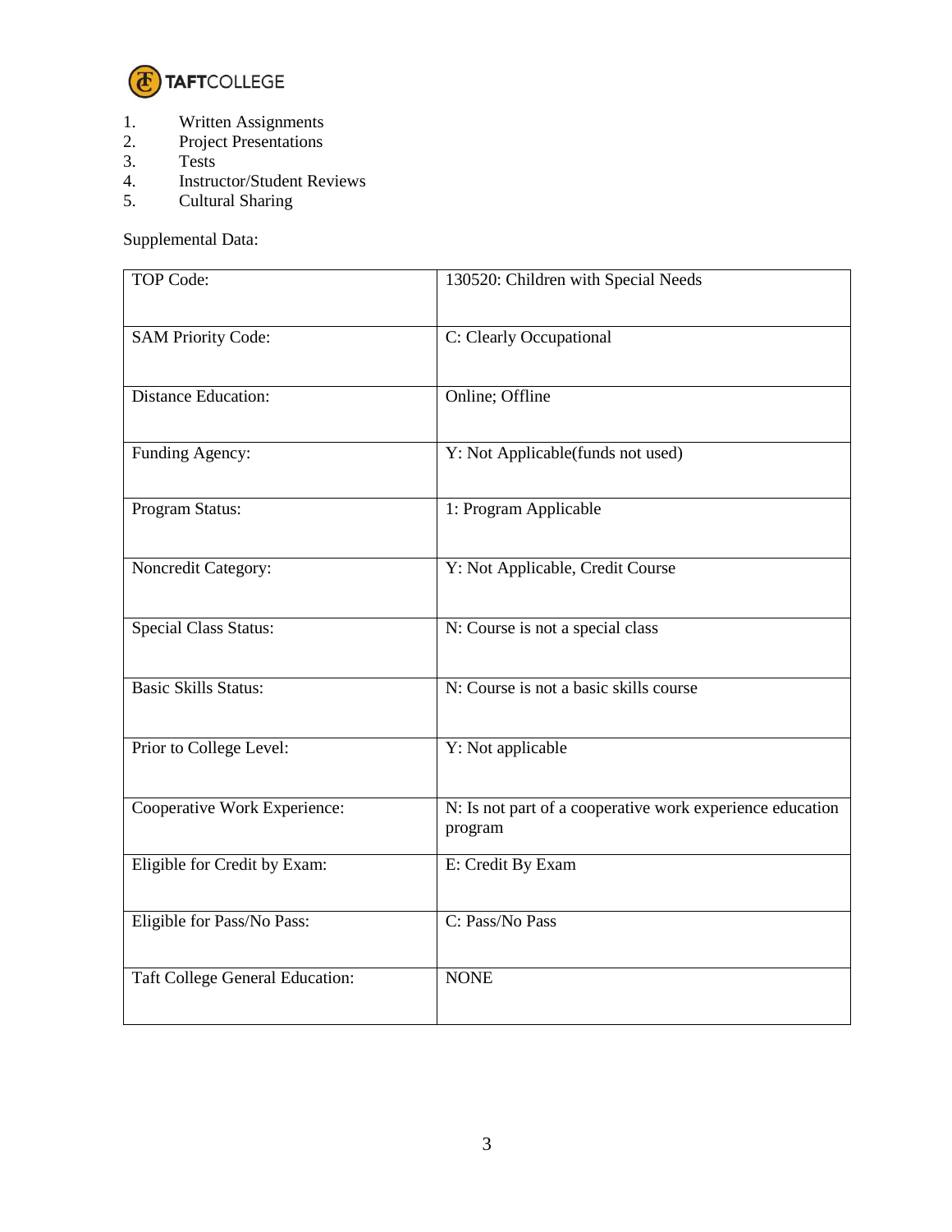1. Written Assignments
2. Project Presentations
3. Tests
4. Instructor/Student Reviews
5. Cultural Sharing

Supplemental Data:

| | |
|---|---|
| TOP Code: | 130520: Children with Special Needs |
| SAM Priority Code: | C: Clearly Occupational |
| Distance Education: | Online; Offline |
| Funding Agency: | Y: Not Applicable(funds not used) |
| Program Status: | 1: Program Applicable |
| Noncredit Category: | Y: Not Applicable, Credit Course |
| Special Class Status: | N: Course is not a special class |
| Basic Skills Status: | N: Course is not a basic skills course |
| Prior to College Level: | Y: Not applicable |
| Cooperative Work Experience: | N: Is not part of a cooperative work experience education program |
| Eligible for Credit by Exam: | E: Credit By Exam |
| Eligible for Pass/No Pass: | C: Pass/No Pass |
| Taft College General Education: | NONE |